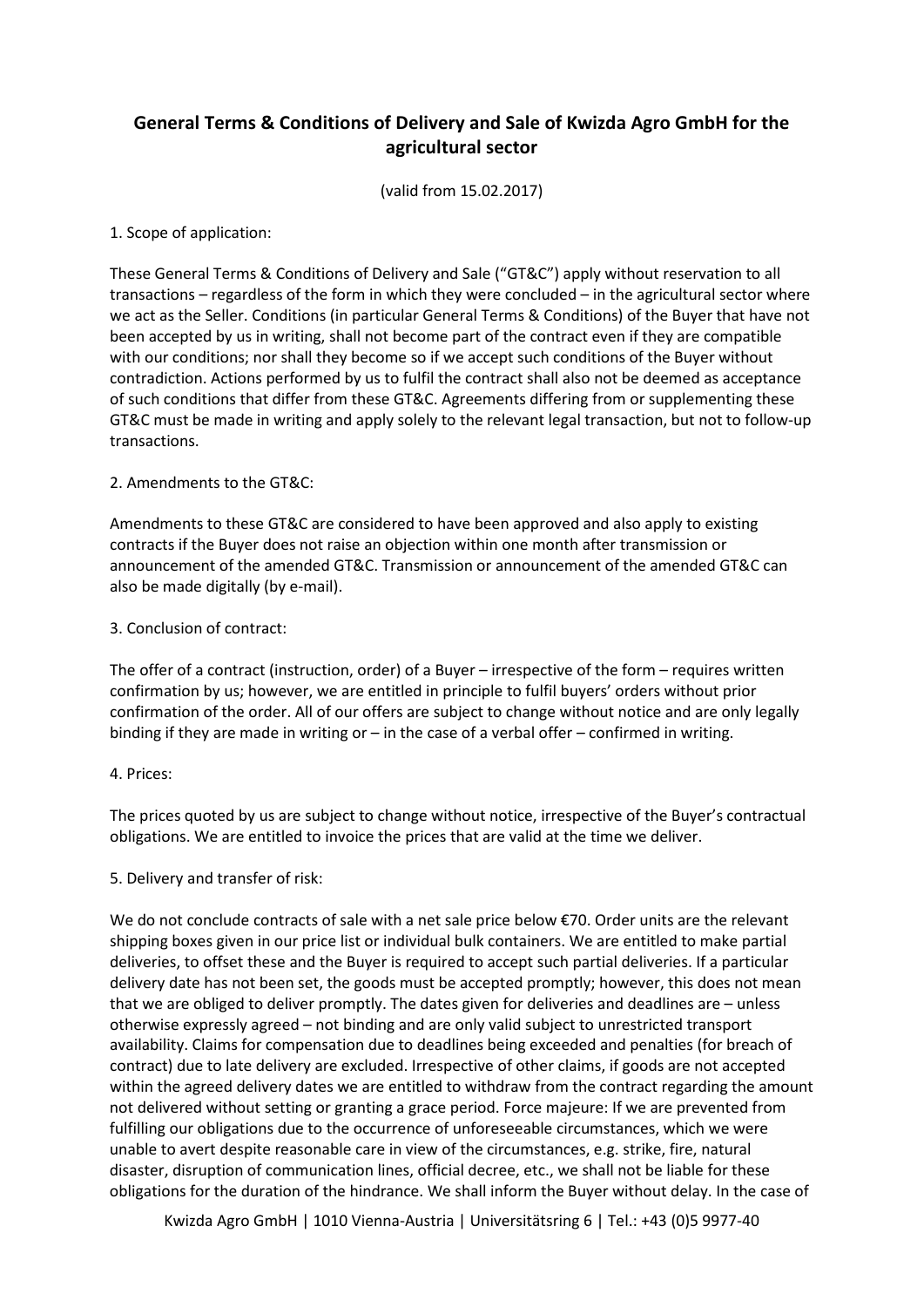# General Terms & Conditions of Delivery and Sale of Kwizda Agro GmbH for the agricultural sector

(valid from 15.02.2017)

1. Scope of application:

These General Terms & Conditions of Delivery and Sale ("GT&C") apply without reservation to all transactions – regardless of the form in which they were concluded – in the agricultural sector where we act as the Seller. Conditions (in particular General Terms & Conditions) of the Buyer that have not been accepted by us in writing, shall not become part of the contract even if they are compatible with our conditions; nor shall they become so if we accept such conditions of the Buyer without contradiction. Actions performed by us to fulfil the contract shall also not be deemed as acceptance of such conditions that differ from these GT&C. Agreements differing from or supplementing these GT&C must be made in writing and apply solely to the relevant legal transaction, but not to follow-up transactions.

2. Amendments to the GT&C:

Amendments to these GT&C are considered to have been approved and also apply to existing contracts if the Buyer does not raise an objection within one month after transmission or announcement of the amended GT&C. Transmission or announcement of the amended GT&C can also be made digitally (by e-mail).

3. Conclusion of contract:

The offer of a contract (instruction, order) of a Buyer – irrespective of the form – requires written confirmation by us; however, we are entitled in principle to fulfil buyers' orders without prior confirmation of the order. All of our offers are subject to change without notice and are only legally binding if they are made in writing or – in the case of a verbal offer – confirmed in writing.

4. Prices:

The prices quoted by us are subject to change without notice, irrespective of the Buyer's contractual obligations. We are entitled to invoice the prices that are valid at the time we deliver.

5. Delivery and transfer of risk:

We do not conclude contracts of sale with a net sale price below €70. Order units are the relevant shipping boxes given in our price list or individual bulk containers. We are entitled to make partial deliveries, to offset these and the Buyer is required to accept such partial deliveries. If a particular delivery date has not been set, the goods must be accepted promptly; however, this does not mean that we are obliged to deliver promptly. The dates given for deliveries and deadlines are – unless otherwise expressly agreed – not binding and are only valid subject to unrestricted transport availability. Claims for compensation due to deadlines being exceeded and penalties (for breach of contract) due to late delivery are excluded. Irrespective of other claims, if goods are not accepted within the agreed delivery dates we are entitled to withdraw from the contract regarding the amount not delivered without setting or granting a grace period. Force majeure: If we are prevented from fulfilling our obligations due to the occurrence of unforeseeable circumstances, which we were unable to avert despite reasonable care in view of the circumstances, e.g. strike, fire, natural disaster, disruption of communication lines, official decree, etc., we shall not be liable for these obligations for the duration of the hindrance. We shall inform the Buyer without delay. In the case of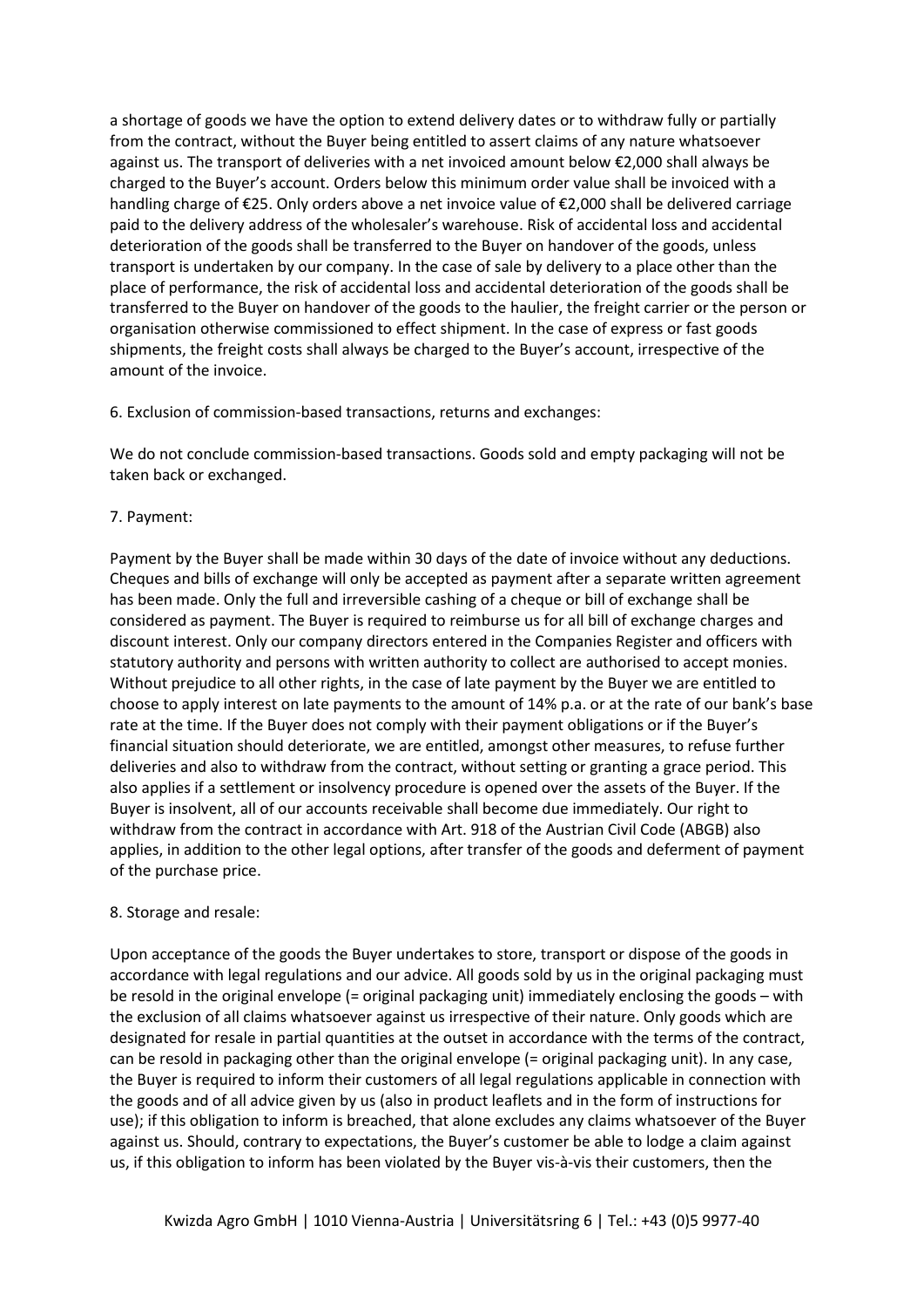a shortage of goods we have the option to extend delivery dates or to withdraw fully or partially from the contract, without the Buyer being entitled to assert claims of any nature whatsoever against us. The transport of deliveries with a net invoiced amount below €2,000 shall always be charged to the Buyer's account. Orders below this minimum order value shall be invoiced with a handling charge of €25. Only orders above a net invoice value of €2,000 shall be delivered carriage paid to the delivery address of the wholesaler's warehouse. Risk of accidental loss and accidental deterioration of the goods shall be transferred to the Buyer on handover of the goods, unless transport is undertaken by our company. In the case of sale by delivery to a place other than the place of performance, the risk of accidental loss and accidental deterioration of the goods shall be transferred to the Buyer on handover of the goods to the haulier, the freight carrier or the person or organisation otherwise commissioned to effect shipment. In the case of express or fast goods shipments, the freight costs shall always be charged to the Buyer's account, irrespective of the amount of the invoice.

6. Exclusion of commission-based transactions, returns and exchanges:

We do not conclude commission-based transactions. Goods sold and empty packaging will not be taken back or exchanged.

7. Payment:

Payment by the Buyer shall be made within 30 days of the date of invoice without any deductions. Cheques and bills of exchange will only be accepted as payment after a separate written agreement has been made. Only the full and irreversible cashing of a cheque or bill of exchange shall be considered as payment. The Buyer is required to reimburse us for all bill of exchange charges and discount interest. Only our company directors entered in the Companies Register and officers with statutory authority and persons with written authority to collect are authorised to accept monies. Without prejudice to all other rights, in the case of late payment by the Buyer we are entitled to choose to apply interest on late payments to the amount of 14% p.a. or at the rate of our bank's base rate at the time. If the Buyer does not comply with their payment obligations or if the Buyer's financial situation should deteriorate, we are entitled, amongst other measures, to refuse further deliveries and also to withdraw from the contract, without setting or granting a grace period. This also applies if a settlement or insolvency procedure is opened over the assets of the Buyer. If the Buyer is insolvent, all of our accounts receivable shall become due immediately. Our right to withdraw from the contract in accordance with Art. 918 of the Austrian Civil Code (ABGB) also applies, in addition to the other legal options, after transfer of the goods and deferment of payment of the purchase price.

8. Storage and resale:

Upon acceptance of the goods the Buyer undertakes to store, transport or dispose of the goods in accordance with legal regulations and our advice. All goods sold by us in the original packaging must be resold in the original envelope (= original packaging unit) immediately enclosing the goods – with the exclusion of all claims whatsoever against us irrespective of their nature. Only goods which are designated for resale in partial quantities at the outset in accordance with the terms of the contract, can be resold in packaging other than the original envelope (= original packaging unit). In any case, the Buyer is required to inform their customers of all legal regulations applicable in connection with the goods and of all advice given by us (also in product leaflets and in the form of instructions for use); if this obligation to inform is breached, that alone excludes any claims whatsoever of the Buyer against us. Should, contrary to expectations, the Buyer's customer be able to lodge a claim against us, if this obligation to inform has been violated by the Buyer vis-à-vis their customers, then the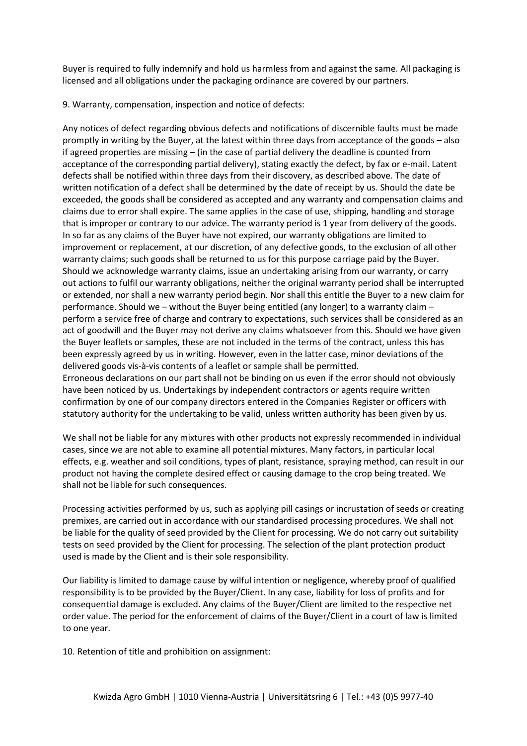Buyer is required to fully indemnify and hold us harmless from and against the same. All packaging is licensed and all obligations under the packaging ordinance are covered by our partners.

9. Warranty, compensation, inspection and notice of defects:

Any notices of defect regarding obvious defects and notifications of discernible faults must be made promptly in writing by the Buyer, at the latest within three days from acceptance of the goods – also if agreed properties are missing – (in the case of partial delivery the deadline is counted from acceptance of the corresponding partial delivery), stating exactly the defect, by fax or e-mail. Latent defects shall be notified within three days from their discovery, as described above. The date of written notification of a defect shall be determined by the date of receipt by us. Should the date be exceeded, the goods shall be considered as accepted and any warranty and compensation claims and claims due to error shall expire. The same applies in the case of use, shipping, handling and storage that is improper or contrary to our advice. The warranty period is 1 year from delivery of the goods. In so far as any claims of the Buyer have not expired, our warranty obligations are limited to improvement or replacement, at our discretion, of any defective goods, to the exclusion of all other warranty claims; such goods shall be returned to us for this purpose carriage paid by the Buyer. Should we acknowledge warranty claims, issue an undertaking arising from our warranty, or carry out actions to fulfil our warranty obligations, neither the original warranty period shall be interrupted or extended, nor shall a new warranty period begin. Nor shall this entitle the Buyer to a new claim for performance. Should we – without the Buyer being entitled (any longer) to a warranty claim – perform a service free of charge and contrary to expectations, such services shall be considered as an act of goodwill and the Buyer may not derive any claims whatsoever from this. Should we have given the Buyer leaflets or samples, these are not included in the terms of the contract, unless this has been expressly agreed by us in writing. However, even in the latter case, minor deviations of the delivered goods vis-à-vis contents of a leaflet or sample shall be permitted.
Erroneous declarations on our part shall not be binding on us even if the error should not obviously have been noticed by us. Undertakings by independent contractors or agents require written confirmation by one of our company directors entered in the Companies Register or officers with statutory authority for the undertaking to be valid, unless written authority has been given by us.

We shall not be liable for any mixtures with other products not expressly recommended in individual cases, since we are not able to examine all potential mixtures. Many factors, in particular local effects, e.g. weather and soil conditions, types of plant, resistance, spraying method, can result in our product not having the complete desired effect or causing damage to the crop being treated. We shall not be liable for such consequences.

Processing activities performed by us, such as applying pill casings or incrustation of seeds or creating premixes, are carried out in accordance with our standardised processing procedures. We shall not be liable for the quality of seed provided by the Client for processing. We do not carry out suitability tests on seed provided by the Client for processing. The selection of the plant protection product used is made by the Client and is their sole responsibility.

Our liability is limited to damage cause by wilful intention or negligence, whereby proof of qualified responsibility is to be provided by the Buyer/Client. In any case, liability for loss of profits and for consequential damage is excluded. Any claims of the Buyer/Client are limited to the respective net order value. The period for the enforcement of claims of the Buyer/Client in a court of law is limited to one year.

10. Retention of title and prohibition on assignment: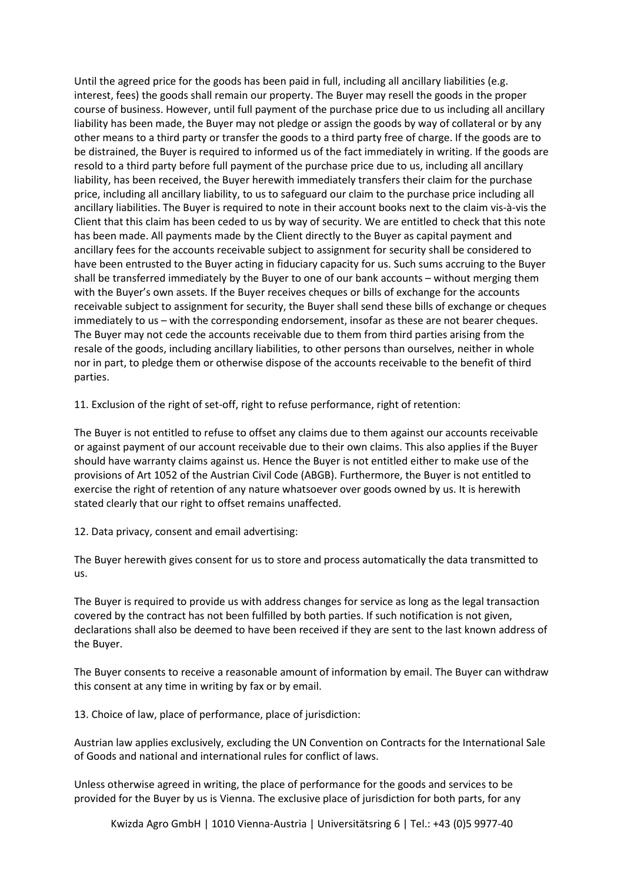Until the agreed price for the goods has been paid in full, including all ancillary liabilities (e.g. interest, fees) the goods shall remain our property. The Buyer may resell the goods in the proper course of business. However, until full payment of the purchase price due to us including all ancillary liability has been made, the Buyer may not pledge or assign the goods by way of collateral or by any other means to a third party or transfer the goods to a third party free of charge. If the goods are to be distrained, the Buyer is required to informed us of the fact immediately in writing. If the goods are resold to a third party before full payment of the purchase price due to us, including all ancillary liability, has been received, the Buyer herewith immediately transfers their claim for the purchase price, including all ancillary liability, to us to safeguard our claim to the purchase price including all ancillary liabilities. The Buyer is required to note in their account books next to the claim vis-à-vis the Client that this claim has been ceded to us by way of security. We are entitled to check that this note has been made. All payments made by the Client directly to the Buyer as capital payment and ancillary fees for the accounts receivable subject to assignment for security shall be considered to have been entrusted to the Buyer acting in fiduciary capacity for us. Such sums accruing to the Buyer shall be transferred immediately by the Buyer to one of our bank accounts – without merging them with the Buyer's own assets. If the Buyer receives cheques or bills of exchange for the accounts receivable subject to assignment for security, the Buyer shall send these bills of exchange or cheques immediately to us – with the corresponding endorsement, insofar as these are not bearer cheques. The Buyer may not cede the accounts receivable due to them from third parties arising from the resale of the goods, including ancillary liabilities, to other persons than ourselves, neither in whole nor in part, to pledge them or otherwise dispose of the accounts receivable to the benefit of third parties.

11. Exclusion of the right of set-off, right to refuse performance, right of retention:

The Buyer is not entitled to refuse to offset any claims due to them against our accounts receivable or against payment of our account receivable due to their own claims. This also applies if the Buyer should have warranty claims against us. Hence the Buyer is not entitled either to make use of the provisions of Art 1052 of the Austrian Civil Code (ABGB). Furthermore, the Buyer is not entitled to exercise the right of retention of any nature whatsoever over goods owned by us. It is herewith stated clearly that our right to offset remains unaffected.

12. Data privacy, consent and email advertising:

The Buyer herewith gives consent for us to store and process automatically the data transmitted to us.

The Buyer is required to provide us with address changes for service as long as the legal transaction covered by the contract has not been fulfilled by both parties. If such notification is not given, declarations shall also be deemed to have been received if they are sent to the last known address of the Buyer.

The Buyer consents to receive a reasonable amount of information by email. The Buyer can withdraw this consent at any time in writing by fax or by email.

13. Choice of law, place of performance, place of jurisdiction:

Austrian law applies exclusively, excluding the UN Convention on Contracts for the International Sale of Goods and national and international rules for conflict of laws.

Unless otherwise agreed in writing, the place of performance for the goods and services to be provided for the Buyer by us is Vienna. The exclusive place of jurisdiction for both parts, for any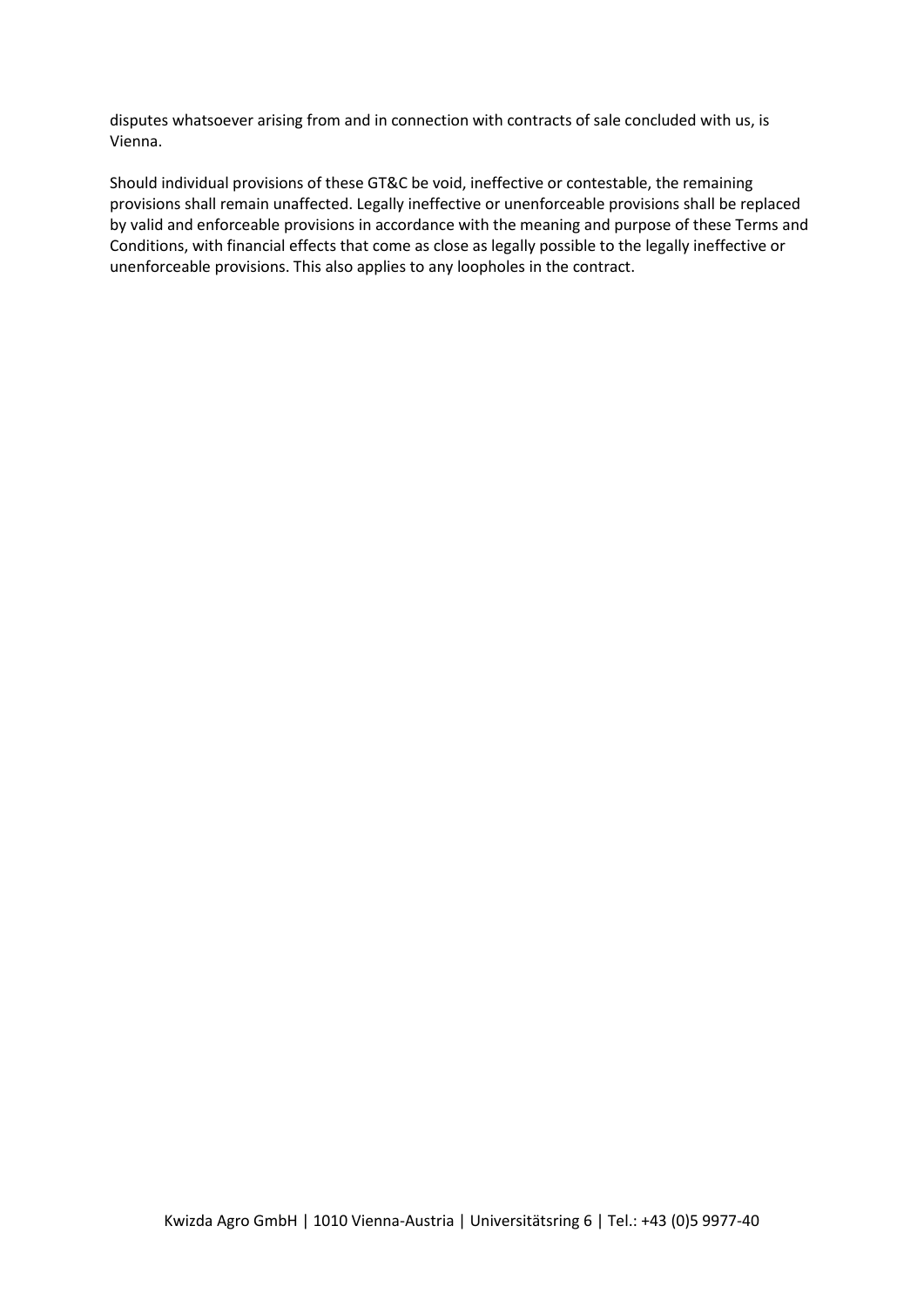disputes whatsoever arising from and in connection with contracts of sale concluded with us, is Vienna.

Should individual provisions of these GT&C be void, ineffective or contestable, the remaining provisions shall remain unaffected. Legally ineffective or unenforceable provisions shall be replaced by valid and enforceable provisions in accordance with the meaning and purpose of these Terms and Conditions, with financial effects that come as close as legally possible to the legally ineffective or unenforceable provisions. This also applies to any loopholes in the contract.